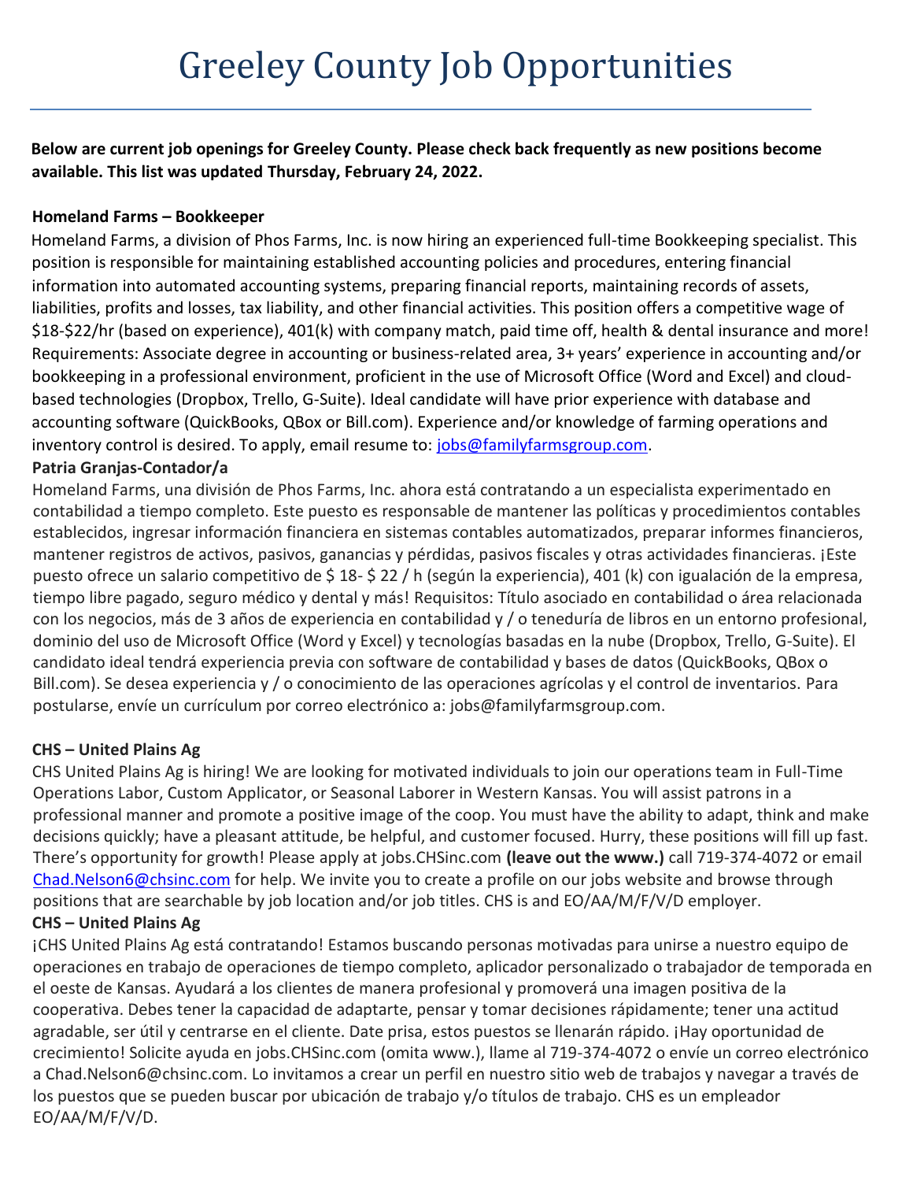# Greeley County Job Opportunities

**Below are current job openings for Greeley County. Please check back frequently as new positions become available. This list was updated Thursday, February 24, 2022.**

**Homeland Farms – Bookkeeper**

Homeland Farms, a division of Phos Farms, Inc. is now hiring an experienced full-time Bookkeeping specialist. This position is responsible for maintaining established accounting policies and procedures, entering financial information into automated accounting systems, preparing financial reports, maintaining records of assets, liabilities, profits and losses, tax liability, and other financial activities. This position offers a competitive wage of $18-$22/hr (based on experience), 401(k) with company match, paid time off, health & dental insurance and more! Requirements: Associate degree in accounting or business-related area, 3+ years' experience in accounting and/or bookkeeping in a professional environment, proficient in the use of Microsoft Office (Word and Excel) and cloud-based technologies (Dropbox, Trello, G-Suite). Ideal candidate will have prior experience with database and accounting software (QuickBooks, QBox or Bill.com). Experience and/or knowledge of farming operations and inventory control is desired. To apply, email resume to: jobs@familyfarmsgroup.com.

**Patria Granjas-Contador/a**

Homeland Farms, una división de Phos Farms, Inc. ahora está contratando a un especialista experimentado en contabilidad a tiempo completo. Este puesto es responsable de mantener las políticas y procedimientos contables establecidos, ingresar información financiera en sistemas contables automatizados, preparar informes financieros, mantener registros de activos, pasivos, ganancias y pérdidas, pasivos fiscales y otras actividades financieras. ¡Este puesto ofrece un salario competitivo de $ 18- $ 22 / h (según la experiencia), 401 (k) con igualación de la empresa, tiempo libre pagado, seguro médico y dental y más! Requisitos: Título asociado en contabilidad o área relacionada con los negocios, más de 3 años de experiencia en contabilidad y / o teneduría de libros en un entorno profesional, dominio del uso de Microsoft Office (Word y Excel) y tecnologías basadas en la nube (Dropbox, Trello, G-Suite). El candidato ideal tendrá experiencia previa con software de contabilidad y bases de datos (QuickBooks, QBox o Bill.com). Se desea experiencia y / o conocimiento de las operaciones agrícolas y el control de inventarios. Para postularse, envíe un currículum por correo electrónico a: jobs@familyfarmsgroup.com.

**CHS – United Plains Ag**

CHS United Plains Ag is hiring! We are looking for motivated individuals to join our operations team in Full-Time Operations Labor, Custom Applicator, or Seasonal Laborer in Western Kansas. You will assist patrons in a professional manner and promote a positive image of the coop. You must have the ability to adapt, think and make decisions quickly; have a pleasant attitude, be helpful, and customer focused. Hurry, these positions will fill up fast. There's opportunity for growth! Please apply at jobs.CHSinc.com **(leave out the www.)** call 719-374-4072 or email Chad.Nelson6@chsinc.com for help. We invite you to create a profile on our jobs website and browse through positions that are searchable by job location and/or job titles. CHS is and EO/AA/M/F/V/D employer.

**CHS – United Plains Ag**

¡CHS United Plains Ag está contratando! Estamos buscando personas motivadas para unirse a nuestro equipo de operaciones en trabajo de operaciones de tiempo completo, aplicador personalizado o trabajador de temporada en el oeste de Kansas. Ayudará a los clientes de manera profesional y promoverá una imagen positiva de la cooperativa. Debes tener la capacidad de adaptarte, pensar y tomar decisiones rápidamente; tener una actitud agradable, ser útil y centrarse en el cliente. Date prisa, estos puestos se llenarán rápido. ¡Hay oportunidad de crecimiento! Solicite ayuda en jobs.CHSinc.com (omita www.), llame al 719-374-4072 o envíe un correo electrónico a Chad.Nelson6@chsinc.com. Lo invitamos a crear un perfil en nuestro sitio web de trabajos y navegar a través de los puestos que se pueden buscar por ubicación de trabajo y/o títulos de trabajo. CHS es un empleador EO/AA/M/F/V/D.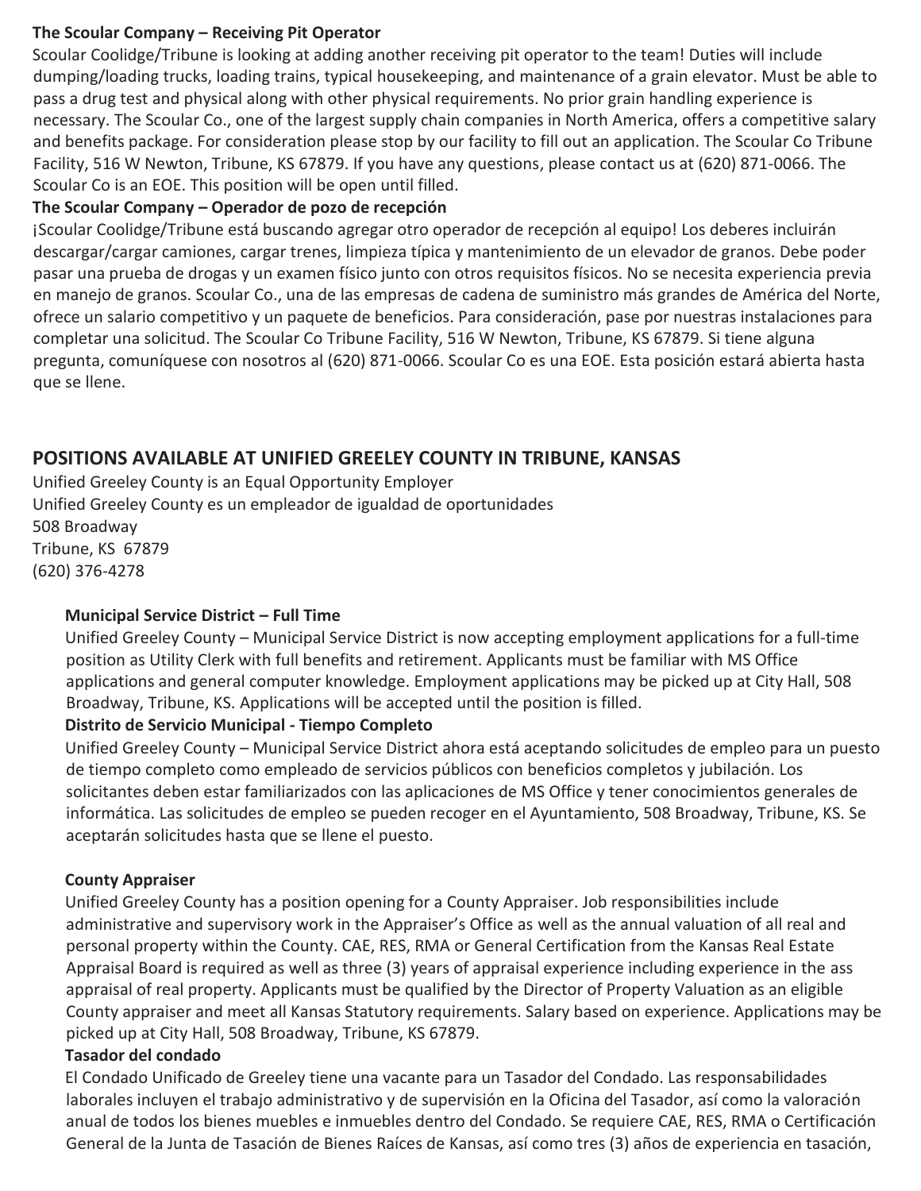**The Scoular Company – Receiving Pit Operator**

Scoular Coolidge/Tribune is looking at adding another receiving pit operator to the team! Duties will include dumping/loading trucks, loading trains, typical housekeeping, and maintenance of a grain elevator. Must be able to pass a drug test and physical along with other physical requirements. No prior grain handling experience is necessary. The Scoular Co., one of the largest supply chain companies in North America, offers a competitive salary and benefits package. For consideration please stop by our facility to fill out an application. The Scoular Co Tribune Facility, 516 W Newton, Tribune, KS 67879. If you have any questions, please contact us at (620) 871-0066. The Scoular Co is an EOE. This position will be open until filled.

**The Scoular Company – Operador de pozo de recepción**

¡Scoular Coolidge/Tribune está buscando agregar otro operador de recepción al equipo! Los deberes incluirán descargar/cargar camiones, cargar trenes, limpieza típica y mantenimiento de un elevador de granos. Debe poder pasar una prueba de drogas y un examen físico junto con otros requisitos físicos. No se necesita experiencia previa en manejo de granos. Scoular Co., una de las empresas de cadena de suministro más grandes de América del Norte, ofrece un salario competitivo y un paquete de beneficios. Para consideración, pase por nuestras instalaciones para completar una solicitud. The Scoular Co Tribune Facility, 516 W Newton, Tribune, KS 67879. Si tiene alguna pregunta, comuníquese con nosotros al (620) 871-0066. Scoular Co es una EOE. Esta posición estará abierta hasta que se llene.

## POSITIONS AVAILABLE AT UNIFIED GREELEY COUNTY IN TRIBUNE, KANSAS

Unified Greeley County is an Equal Opportunity Employer
Unified Greeley County es un empleador de igualdad de oportunidades
508 Broadway
Tribune, KS 67879
(620) 376-4278

**Municipal Service District – Full Time**

Unified Greeley County – Municipal Service District is now accepting employment applications for a full-time position as Utility Clerk with full benefits and retirement. Applicants must be familiar with MS Office applications and general computer knowledge. Employment applications may be picked up at City Hall, 508 Broadway, Tribune, KS. Applications will be accepted until the position is filled.

**Distrito de Servicio Municipal - Tiempo Completo**

Unified Greeley County – Municipal Service District ahora está aceptando solicitudes de empleo para un puesto de tiempo completo como empleado de servicios públicos con beneficios completos y jubilación. Los solicitantes deben estar familiarizados con las aplicaciones de MS Office y tener conocimientos generales de informática. Las solicitudes de empleo se pueden recoger en el Ayuntamiento, 508 Broadway, Tribune, KS. Se aceptarán solicitudes hasta que se llene el puesto.

**County Appraiser**

Unified Greeley County has a position opening for a County Appraiser. Job responsibilities include administrative and supervisory work in the Appraiser's Office as well as the annual valuation of all real and personal property within the County. CAE, RES, RMA or General Certification from the Kansas Real Estate Appraisal Board is required as well as three (3) years of appraisal experience including experience in the ass appraisal of real property. Applicants must be qualified by the Director of Property Valuation as an eligible County appraiser and meet all Kansas Statutory requirements. Salary based on experience. Applications may be picked up at City Hall, 508 Broadway, Tribune, KS 67879.

**Tasador del condado**

El Condado Unificado de Greeley tiene una vacante para un Tasador del Condado. Las responsabilidades laborales incluyen el trabajo administrativo y de supervisión en la Oficina del Tasador, así como la valoración anual de todos los bienes muebles e inmuebles dentro del Condado. Se requiere CAE, RES, RMA o Certificación General de la Junta de Tasación de Bienes Raíces de Kansas, así como tres (3) años de experiencia en tasación,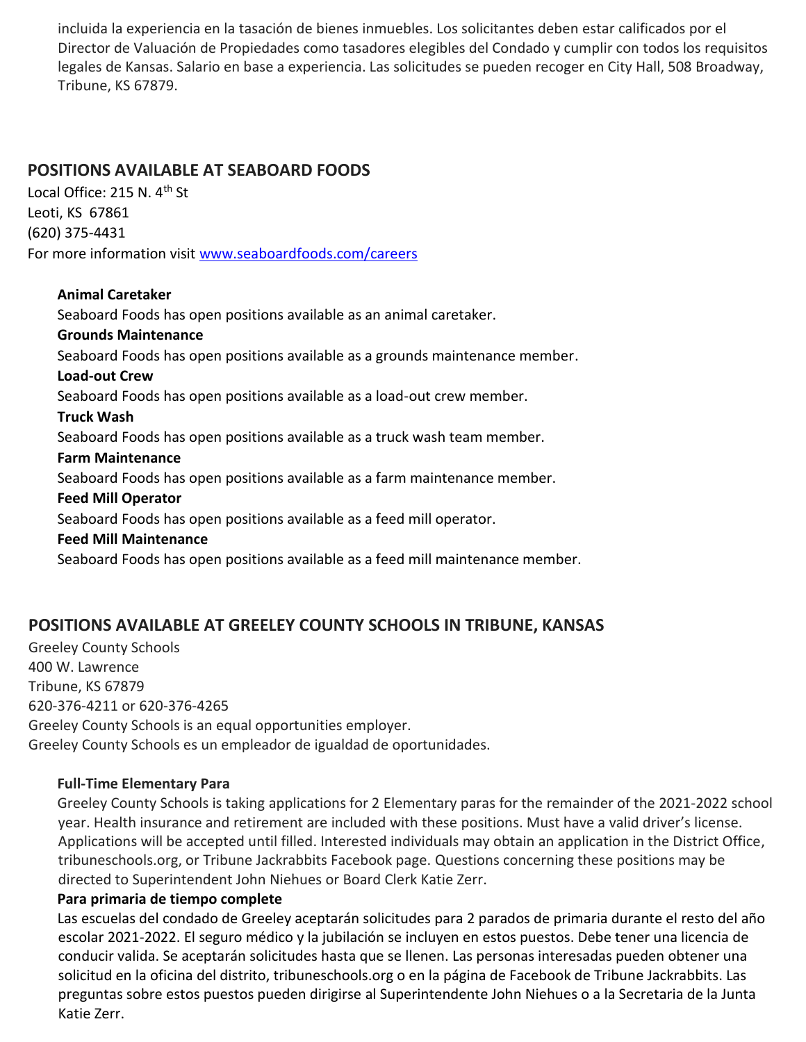incluida la experiencia en la tasación de bienes inmuebles. Los solicitantes deben estar calificados por el Director de Valuación de Propiedades como tasadores elegibles del Condado y cumplir con todos los requisitos legales de Kansas. Salario en base a experiencia. Las solicitudes se pueden recoger en City Hall, 508 Broadway, Tribune, KS 67879.

## POSITIONS AVAILABLE AT SEABOARD FOODS

Local Office: 215 N. 4th St
Leoti, KS 67861
(620) 375-4431
For more information visit www.seaboardfoods.com/careers

**Animal Caretaker**
Seaboard Foods has open positions available as an animal caretaker.

**Grounds Maintenance**
Seaboard Foods has open positions available as a grounds maintenance member.

**Load-out Crew**
Seaboard Foods has open positions available as a load-out crew member.

**Truck Wash**
Seaboard Foods has open positions available as a truck wash team member.

**Farm Maintenance**
Seaboard Foods has open positions available as a farm maintenance member.

**Feed Mill Operator**
Seaboard Foods has open positions available as a feed mill operator.

**Feed Mill Maintenance**
Seaboard Foods has open positions available as a feed mill maintenance member.

## POSITIONS AVAILABLE AT GREELEY COUNTY SCHOOLS IN TRIBUNE, KANSAS

Greeley County Schools
400 W. Lawrence
Tribune, KS 67879
620-376-4211 or 620-376-4265
Greeley County Schools is an equal opportunities employer.
Greeley County Schools es un empleador de igualdad de oportunidades.

**Full-Time Elementary Para**
Greeley County Schools is taking applications for 2 Elementary paras for the remainder of the 2021-2022 school year. Health insurance and retirement are included with these positions. Must have a valid driver's license. Applications will be accepted until filled. Interested individuals may obtain an application in the District Office, tribuneschools.org, or Tribune Jackrabbits Facebook page. Questions concerning these positions may be directed to Superintendent John Niehues or Board Clerk Katie Zerr.

**Para primaria de tiempo complete**
Las escuelas del condado de Greeley aceptarán solicitudes para 2 parados de primaria durante el resto del año escolar 2021-2022. El seguro médico y la jubilación se incluyen en estos puestos. Debe tener una licencia de conducir valida. Se aceptarán solicitudes hasta que se llenen. Las personas interesadas pueden obtener una solicitud en la oficina del distrito, tribuneschools.org o en la página de Facebook de Tribune Jackrabbits. Las preguntas sobre estos puestos pueden dirigirse al Superintendente John Niehues o a la Secretaria de la Junta Katie Zerr.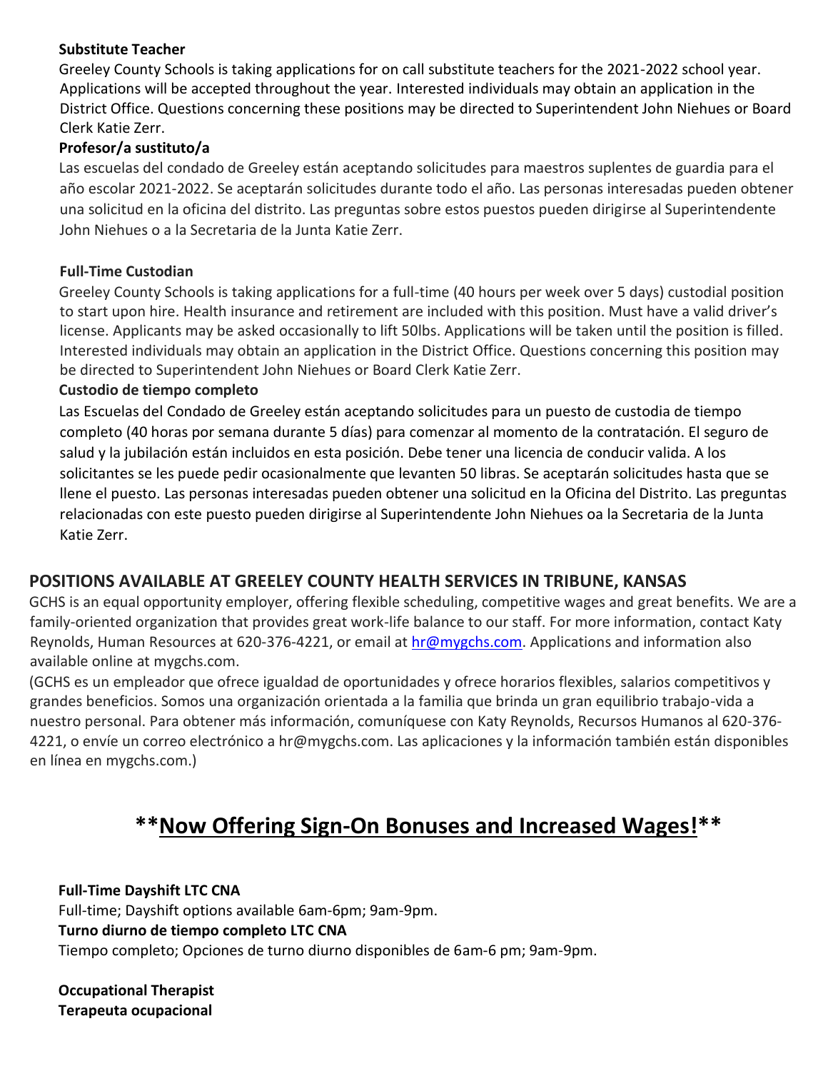**Substitute Teacher**

Greeley County Schools is taking applications for on call substitute teachers for the 2021-2022 school year. Applications will be accepted throughout the year. Interested individuals may obtain an application in the District Office. Questions concerning these positions may be directed to Superintendent John Niehues or Board Clerk Katie Zerr.

**Profesor/a sustituto/a**

Las escuelas del condado de Greeley están aceptando solicitudes para maestros suplentes de guardia para el año escolar 2021-2022. Se aceptarán solicitudes durante todo el año. Las personas interesadas pueden obtener una solicitud en la oficina del distrito. Las preguntas sobre estos puestos pueden dirigirse al Superintendente John Niehues o a la Secretaria de la Junta Katie Zerr.

**Full-Time Custodian**

Greeley County Schools is taking applications for a full-time (40 hours per week over 5 days) custodial position to start upon hire. Health insurance and retirement are included with this position. Must have a valid driver's license. Applicants may be asked occasionally to lift 50lbs. Applications will be taken until the position is filled. Interested individuals may obtain an application in the District Office. Questions concerning this position may be directed to Superintendent John Niehues or Board Clerk Katie Zerr.

**Custodio de tiempo completo**

Las Escuelas del Condado de Greeley están aceptando solicitudes para un puesto de custodia de tiempo completo (40 horas por semana durante 5 días) para comenzar al momento de la contratación. El seguro de salud y la jubilación están incluidos en esta posición. Debe tener una licencia de conducir valida. A los solicitantes se les puede pedir ocasionalmente que levanten 50 libras. Se aceptarán solicitudes hasta que se llene el puesto. Las personas interesadas pueden obtener una solicitud en la Oficina del Distrito. Las preguntas relacionadas con este puesto pueden dirigirse al Superintendente John Niehues oa la Secretaria de la Junta Katie Zerr.

## POSITIONS AVAILABLE AT GREELEY COUNTY HEALTH SERVICES IN TRIBUNE, KANSAS

GCHS is an equal opportunity employer, offering flexible scheduling, competitive wages and great benefits. We are a family-oriented organization that provides great work-life balance to our staff. For more information, contact Katy Reynolds, Human Resources at 620-376-4221, or email at hr@mygchs.com. Applications and information also available online at mygchs.com.

(GCHS es un empleador que ofrece igualdad de oportunidades y ofrece horarios flexibles, salarios competitivos y grandes beneficios. Somos una organización orientada a la familia que brinda un gran equilibrio trabajo-vida a nuestro personal. Para obtener más información, comuníquese con Katy Reynolds, Recursos Humanos al 620-376-4221, o envíe un correo electrónico a hr@mygchs.com. Las aplicaciones y la información también están disponibles en línea en mygchs.com.)

## **Now Offering Sign-On Bonuses and Increased Wages!**

**Full-Time Dayshift LTC CNA**

Full-time; Dayshift options available 6am-6pm; 9am-9pm.

**Turno diurno de tiempo completo LTC CNA**

Tiempo completo; Opciones de turno diurno disponibles de 6am-6 pm; 9am-9pm.

**Occupational Therapist**

**Terapeuta ocupacional**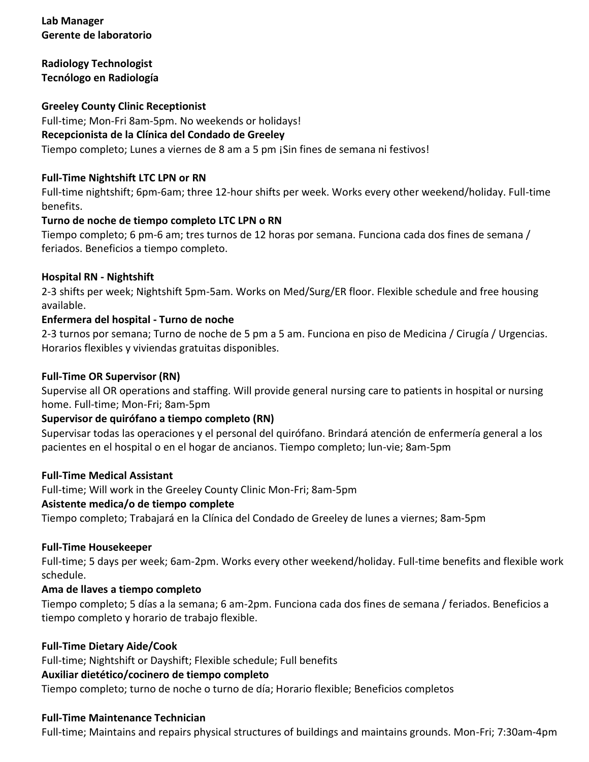**Lab Manager**
**Gerente de laboratorio**

**Radiology Technologist**
**Tecnólogo en Radiología**

**Greeley County Clinic Receptionist**
Full-time; Mon-Fri 8am-5pm. No weekends or holidays!
**Recepcionista de la Clínica del Condado de Greeley**
Tiempo completo; Lunes a viernes de 8 am a 5 pm ¡Sin fines de semana ni festivos!

**Full-Time Nightshift LTC LPN or RN**
Full-time nightshift; 6pm-6am; three 12-hour shifts per week. Works every other weekend/holiday. Full-time benefits.
**Turno de noche de tiempo completo LTC LPN o RN**
Tiempo completo; 6 pm-6 am; tres turnos de 12 horas por semana. Funciona cada dos fines de semana / feriados. Beneficios a tiempo completo.

**Hospital RN - Nightshift**
2-3 shifts per week; Nightshift 5pm-5am. Works on Med/Surg/ER floor. Flexible schedule and free housing available.
**Enfermera del hospital - Turno de noche**
2-3 turnos por semana; Turno de noche de 5 pm a 5 am. Funciona en piso de Medicina / Cirugía / Urgencias. Horarios flexibles y viviendas gratuitas disponibles.

**Full-Time OR Supervisor (RN)**
Supervise all OR operations and staffing. Will provide general nursing care to patients in hospital or nursing home. Full-time; Mon-Fri; 8am-5pm
**Supervisor de quirófano a tiempo completo (RN)**
Supervisar todas las operaciones y el personal del quirófano. Brindará atención de enfermería general a los pacientes en el hospital o en el hogar de ancianos. Tiempo completo; lun-vie; 8am-5pm

**Full-Time Medical Assistant**
Full-time; Will work in the Greeley County Clinic Mon-Fri; 8am-5pm
**Asistente medica/o de tiempo complete**
Tiempo completo; Trabajará en la Clínica del Condado de Greeley de lunes a viernes; 8am-5pm

**Full-Time Housekeeper**
Full-time; 5 days per week; 6am-2pm. Works every other weekend/holiday. Full-time benefits and flexible work schedule.
**Ama de llaves a tiempo completo**
Tiempo completo; 5 días a la semana; 6 am-2pm. Funciona cada dos fines de semana / feriados. Beneficios a tiempo completo y horario de trabajo flexible.

**Full-Time Dietary Aide/Cook**
Full-time; Nightshift or Dayshift; Flexible schedule; Full benefits
**Auxiliar dietético/cocinero de tiempo completo**
Tiempo completo; turno de noche o turno de día; Horario flexible; Beneficios completos

**Full-Time Maintenance Technician**
Full-time; Maintains and repairs physical structures of buildings and maintains grounds. Mon-Fri; 7:30am-4pm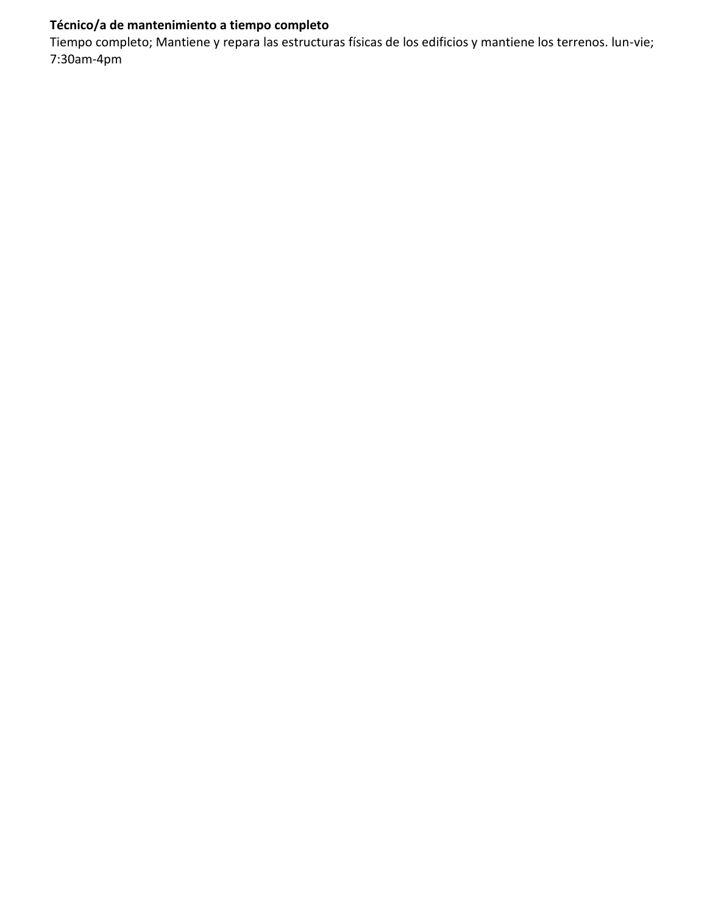**Técnico/a de mantenimiento a tiempo completo**

Tiempo completo; Mantiene y repara las estructuras físicas de los edificios y mantiene los terrenos. lun-vie; 7:30am-4pm